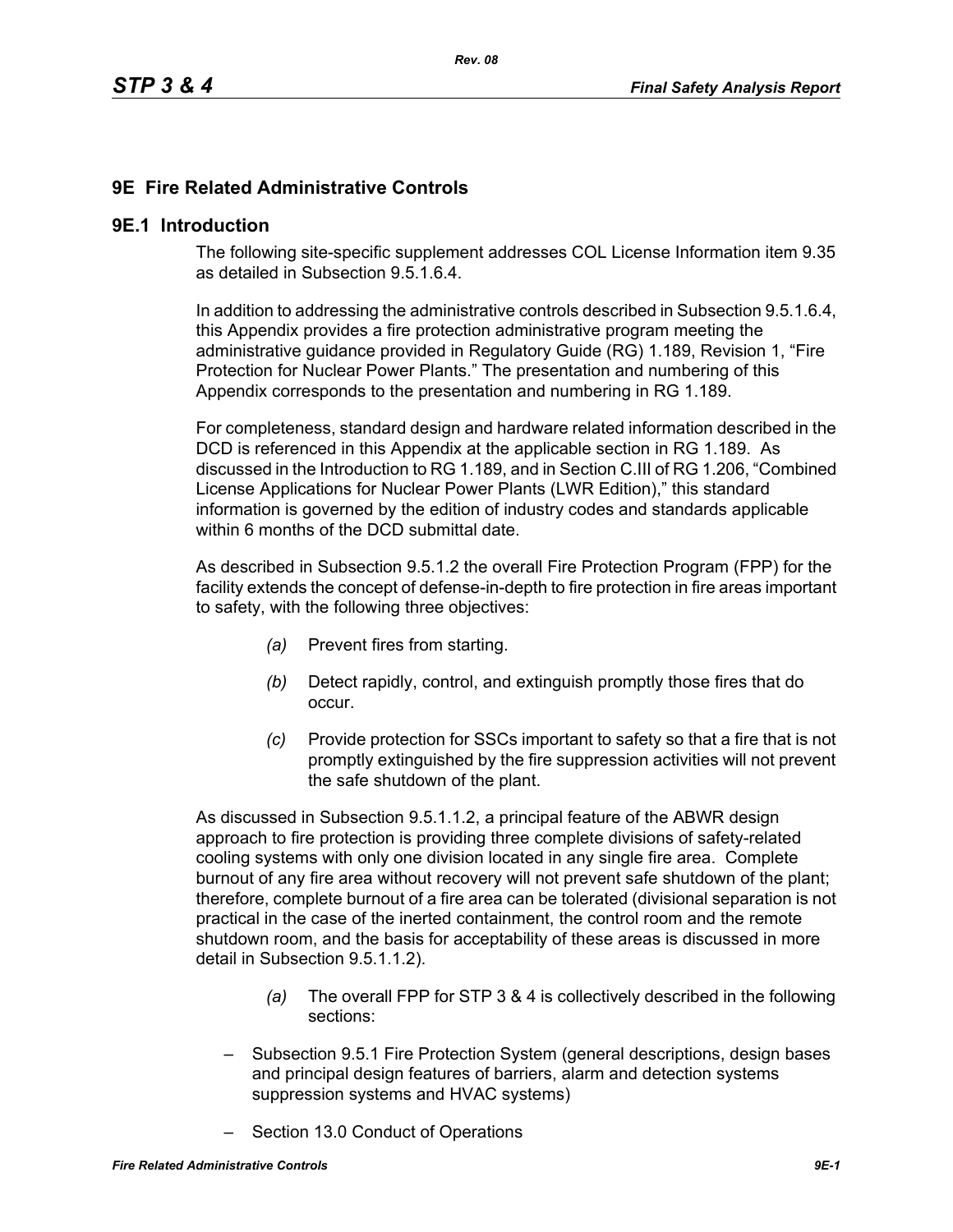# 9E Fire Related Administrative Controls

## 9E.1 Introduction

The following site-specific supplement addresses COL License Information item 9.35 as detailed in Subsection 9.5.1.6.4.

In addition to addressing the administrative controls described in Subsection 9.5.1.6.4, this Appendix provides a fire protection administrative program meeting the administrative guidance provided in Regulatory Guide (RG) 1.189, Revision 1, "Fire Protection for Nuclear Power Plants." The presentation and numbering of this Appendix corresponds to the presentation and numbering in RG 1.189.

For completeness, standard design and hardware related information described in the DCD is referenced in this Appendix at the applicable section in RG 1.189. As discussed in the Introduction to RG 1.189, and in Section C.III of RG 1.206, "Combined License Applications for Nuclear Power Plants (LWR Edition)," this standard information is governed by the edition of industry codes and standards applicable within 6 months of the DCD submittal date.

As described in Subsection 9.5.1.2 the overall Fire Protection Program (FPP) for the facility extends the concept of defense-in-depth to fire protection in fire areas important to safety, with the following three objectives:

*(a)* Prevent fires from starting.

*(b)* Detect rapidly, control, and extinguish promptly those fires that do occur.

*(c)* Provide protection for SSCs important to safety so that a fire that is not promptly extinguished by the fire suppression activities will not prevent the safe shutdown of the plant.

As discussed in Subsection 9.5.1.1.2, a principal feature of the ABWR design approach to fire protection is providing three complete divisions of safety-related cooling systems with only one division located in any single fire area. Complete burnout of any fire area without recovery will not prevent safe shutdown of the plant; therefore, complete burnout of a fire area can be tolerated (divisional separation is not practical in the case of the inerted containment, the control room and the remote shutdown room, and the basis for acceptability of these areas is discussed in more detail in Subsection 9.5.1.1.2).

*(a)* The overall FPP for STP 3 & 4 is collectively described in the following sections:

– Subsection 9.5.1 Fire Protection System (general descriptions, design bases and principal design features of barriers, alarm and detection systems suppression systems and HVAC systems)

– Section 13.0 Conduct of Operations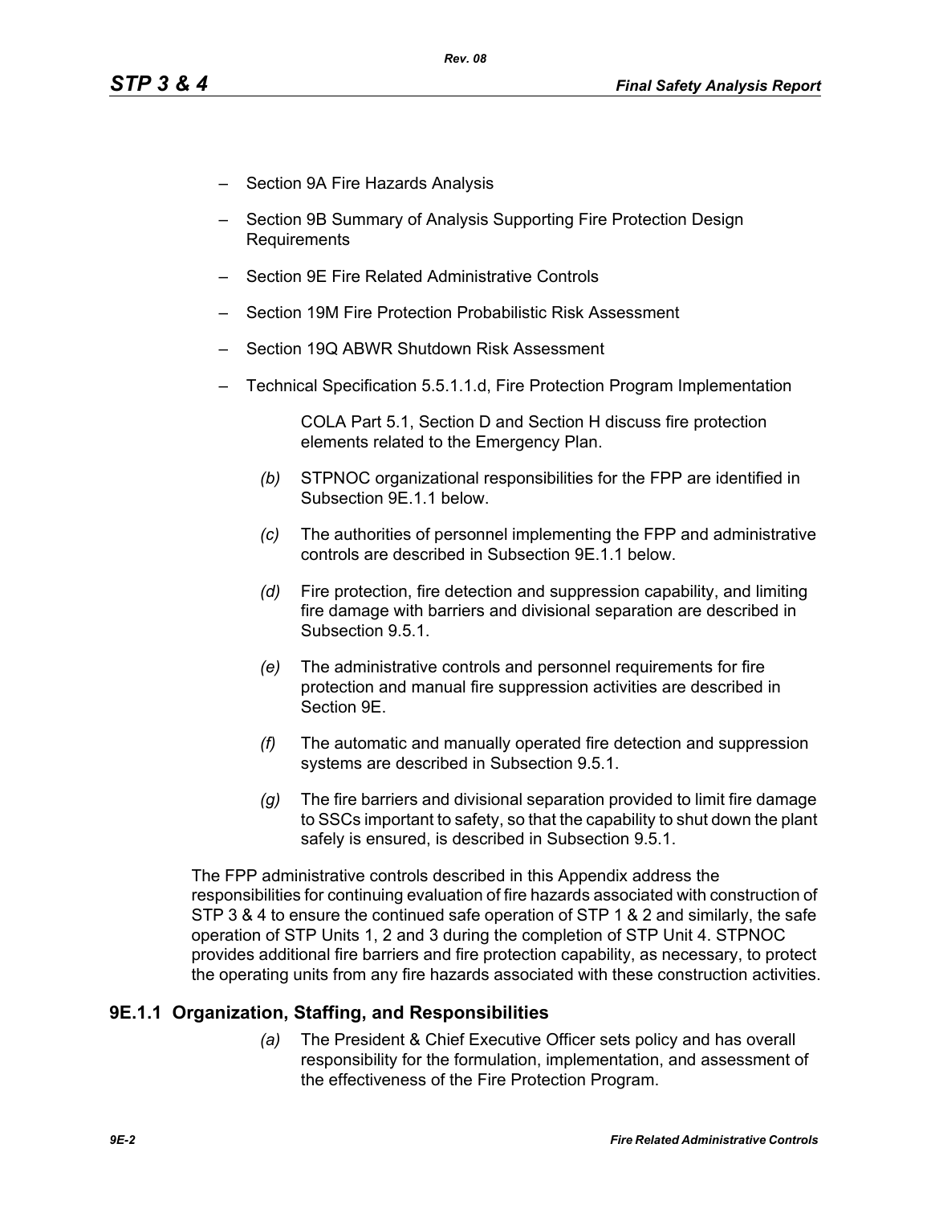- Section 9A Fire Hazards Analysis
- Section 9B Summary of Analysis Supporting Fire Protection Design Requirements
- Section 9E Fire Related Administrative Controls
- Section 19M Fire Protection Probabilistic Risk Assessment
- Section 19Q ABWR Shutdown Risk Assessment
- Technical Specification 5.5.1.1.d, Fire Protection Program Implementation

  COLA Part 5.1, Section D and Section H discuss fire protection elements related to the Emergency Plan.

*(b)* STPNOC organizational responsibilities for the FPP are identified in Subsection 9E.1.1 below.

*(c)* The authorities of personnel implementing the FPP and administrative controls are described in Subsection 9E.1.1 below.

*(d)* Fire protection, fire detection and suppression capability, and limiting fire damage with barriers and divisional separation are described in Subsection 9.5.1.

*(e)* The administrative controls and personnel requirements for fire protection and manual fire suppression activities are described in Section 9E.

*(f)* The automatic and manually operated fire detection and suppression systems are described in Subsection 9.5.1.

*(g)* The fire barriers and divisional separation provided to limit fire damage to SSCs important to safety, so that the capability to shut down the plant safely is ensured, is described in Subsection 9.5.1.

The FPP administrative controls described in this Appendix address the responsibilities for continuing evaluation of fire hazards associated with construction of STP 3 & 4 to ensure the continued safe operation of STP 1 & 2 and similarly, the safe operation of STP Units 1, 2 and 3 during the completion of STP Unit 4. STPNOC provides additional fire barriers and fire protection capability, as necessary, to protect the operating units from any fire hazards associated with these construction activities.

## 9E.1.1 Organization, Staffing, and Responsibilities

*(a)* The President & Chief Executive Officer sets policy and has overall responsibility for the formulation, implementation, and assessment of the effectiveness of the Fire Protection Program.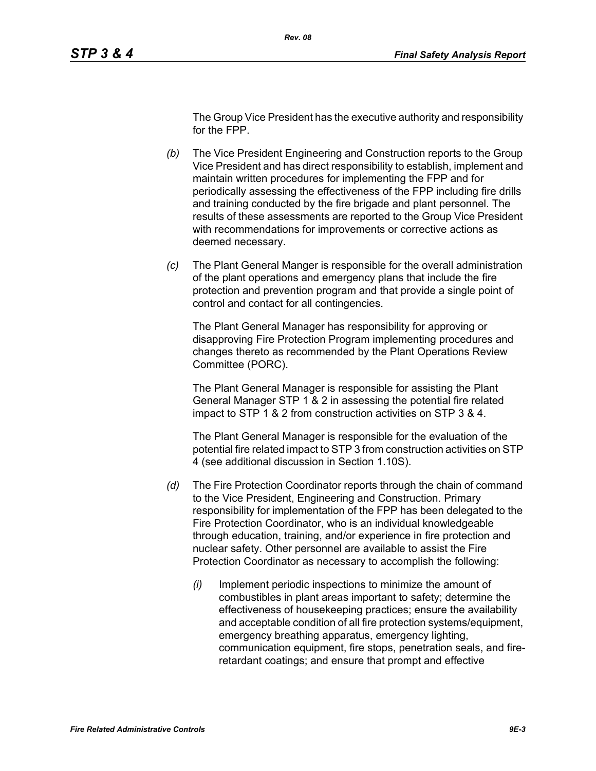The Group Vice President has the executive authority and responsibility for the FPP.

*(b)* The Vice President Engineering and Construction reports to the Group Vice President and has direct responsibility to establish, implement and maintain written procedures for implementing the FPP and for periodically assessing the effectiveness of the FPP including fire drills and training conducted by the fire brigade and plant personnel. The results of these assessments are reported to the Group Vice President with recommendations for improvements or corrective actions as deemed necessary.

*(c)* The Plant General Manger is responsible for the overall administration of the plant operations and emergency plans that include the fire protection and prevention program and that provide a single point of control and contact for all contingencies.

The Plant General Manager has responsibility for approving or disapproving Fire Protection Program implementing procedures and changes thereto as recommended by the Plant Operations Review Committee (PORC).

The Plant General Manager is responsible for assisting the Plant General Manager STP 1 & 2 in assessing the potential fire related impact to STP 1 & 2 from construction activities on STP 3 & 4.

The Plant General Manager is responsible for the evaluation of the potential fire related impact to STP 3 from construction activities on STP 4 (see additional discussion in Section 1.10S).

*(d)* The Fire Protection Coordinator reports through the chain of command to the Vice President, Engineering and Construction. Primary responsibility for implementation of the FPP has been delegated to the Fire Protection Coordinator, who is an individual knowledgeable through education, training, and/or experience in fire protection and nuclear safety. Other personnel are available to assist the Fire Protection Coordinator as necessary to accomplish the following:

*(i)* Implement periodic inspections to minimize the amount of combustibles in plant areas important to safety; determine the effectiveness of housekeeping practices; ensure the availability and acceptable condition of all fire protection systems/equipment, emergency breathing apparatus, emergency lighting, communication equipment, fire stops, penetration seals, and fire-retardant coatings; and ensure that prompt and effective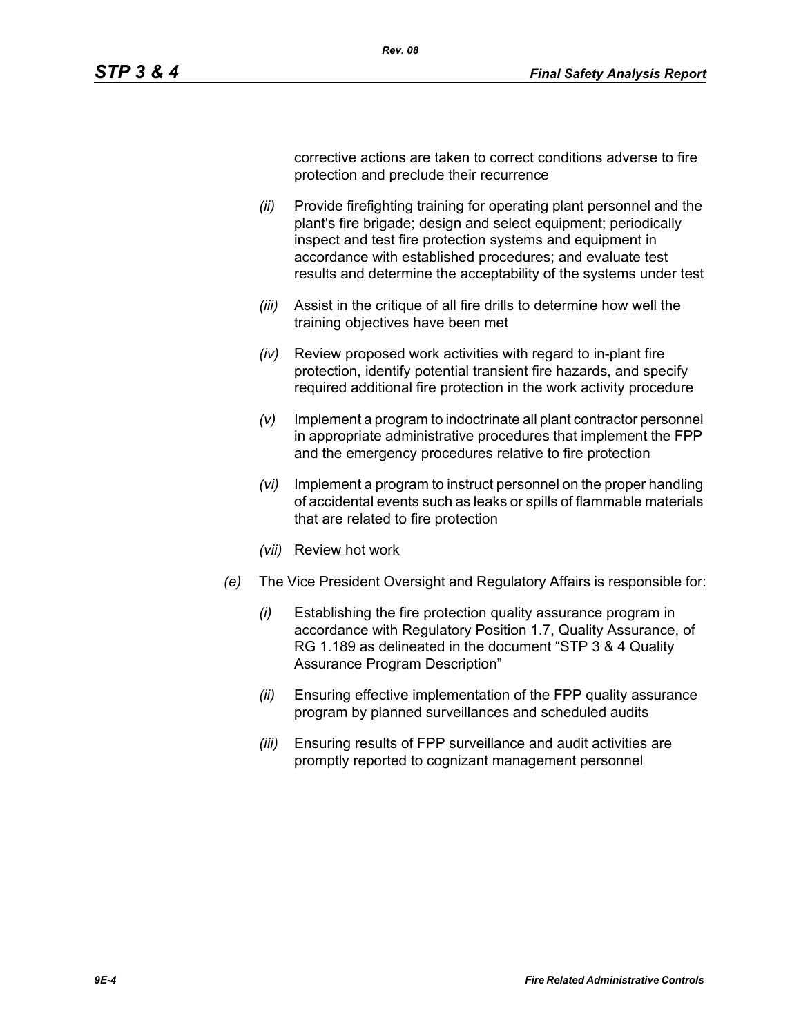corrective actions are taken to correct conditions adverse to fire protection and preclude their recurrence

- *(ii)* Provide firefighting training for operating plant personnel and the plant's fire brigade; design and select equipment; periodically inspect and test fire protection systems and equipment in accordance with established procedures; and evaluate test results and determine the acceptability of the systems under test
- *(iii)* Assist in the critique of all fire drills to determine how well the training objectives have been met
- *(iv)* Review proposed work activities with regard to in-plant fire protection, identify potential transient fire hazards, and specify required additional fire protection in the work activity procedure
- *(v)* Implement a program to indoctrinate all plant contractor personnel in appropriate administrative procedures that implement the FPP and the emergency procedures relative to fire protection
- *(vi)* Implement a program to instruct personnel on the proper handling of accidental events such as leaks or spills of flammable materials that are related to fire protection
- *(vii)* Review hot work

*(e)* The Vice President Oversight and Regulatory Affairs is responsible for:

- *(i)* Establishing the fire protection quality assurance program in accordance with Regulatory Position 1.7, Quality Assurance, of RG 1.189 as delineated in the document "STP 3 & 4 Quality Assurance Program Description"
- *(ii)* Ensuring effective implementation of the FPP quality assurance program by planned surveillances and scheduled audits
- *(iii)* Ensuring results of FPP surveillance and audit activities are promptly reported to cognizant management personnel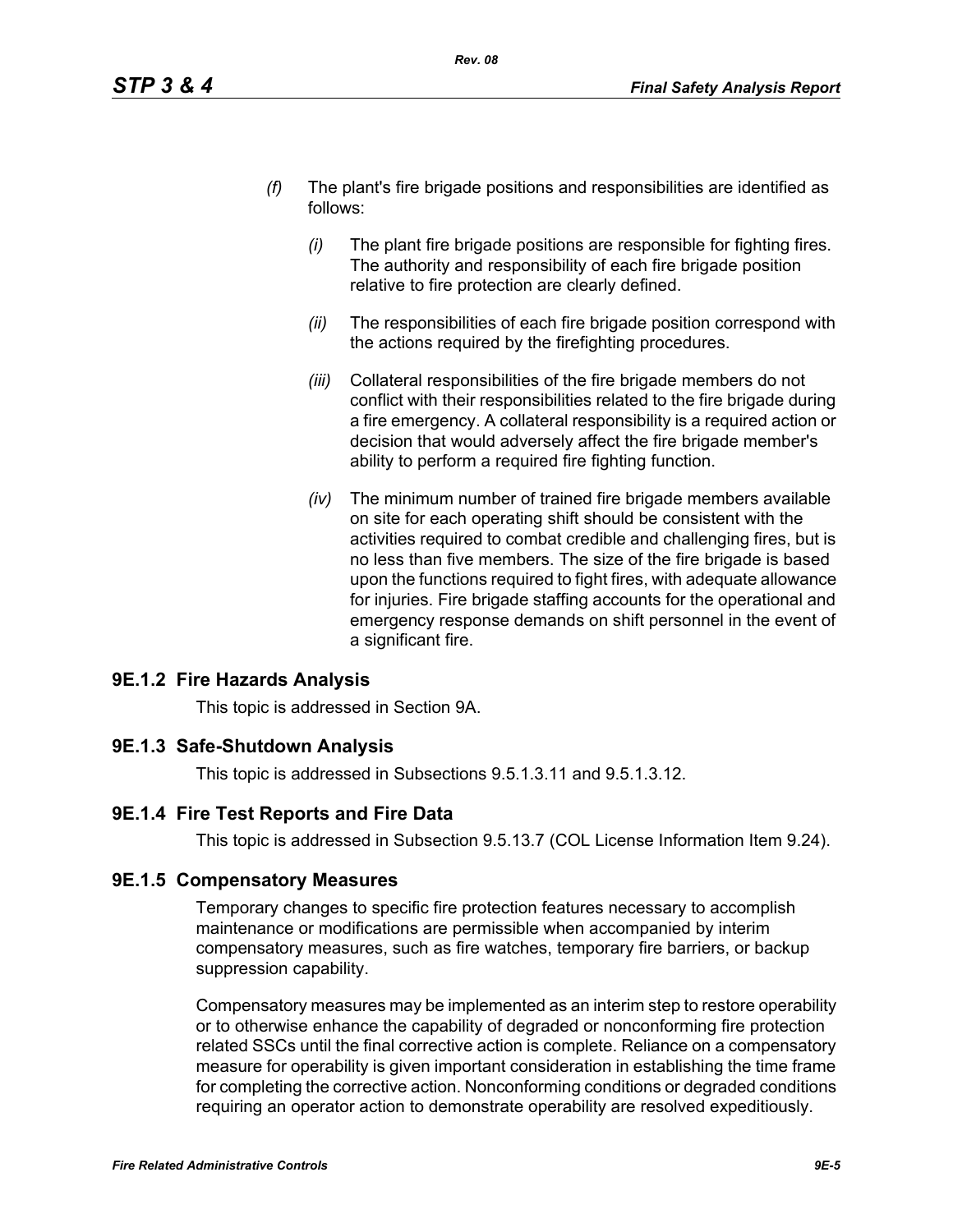*(f)* The plant's fire brigade positions and responsibilities are identified as follows:

*(i)* The plant fire brigade positions are responsible for fighting fires. The authority and responsibility of each fire brigade position relative to fire protection are clearly defined.

*(ii)* The responsibilities of each fire brigade position correspond with the actions required by the firefighting procedures.

*(iii)* Collateral responsibilities of the fire brigade members do not conflict with their responsibilities related to the fire brigade during a fire emergency. A collateral responsibility is a required action or decision that would adversely affect the fire brigade member's ability to perform a required fire fighting function.

*(iv)* The minimum number of trained fire brigade members available on site for each operating shift should be consistent with the activities required to combat credible and challenging fires, but is no less than five members. The size of the fire brigade is based upon the functions required to fight fires, with adequate allowance for injuries. Fire brigade staffing accounts for the operational and emergency response demands on shift personnel in the event of a significant fire.

### 9E.1.2 Fire Hazards Analysis

This topic is addressed in Section 9A.

### 9E.1.3 Safe-Shutdown Analysis

This topic is addressed in Subsections 9.5.1.3.11 and 9.5.1.3.12.

### 9E.1.4 Fire Test Reports and Fire Data

This topic is addressed in Subsection 9.5.13.7 (COL License Information Item 9.24).

### 9E.1.5 Compensatory Measures

Temporary changes to specific fire protection features necessary to accomplish maintenance or modifications are permissible when accompanied by interim compensatory measures, such as fire watches, temporary fire barriers, or backup suppression capability.

Compensatory measures may be implemented as an interim step to restore operability or to otherwise enhance the capability of degraded or nonconforming fire protection related SSCs until the final corrective action is complete. Reliance on a compensatory measure for operability is given important consideration in establishing the time frame for completing the corrective action. Nonconforming conditions or degraded conditions requiring an operator action to demonstrate operability are resolved expeditiously.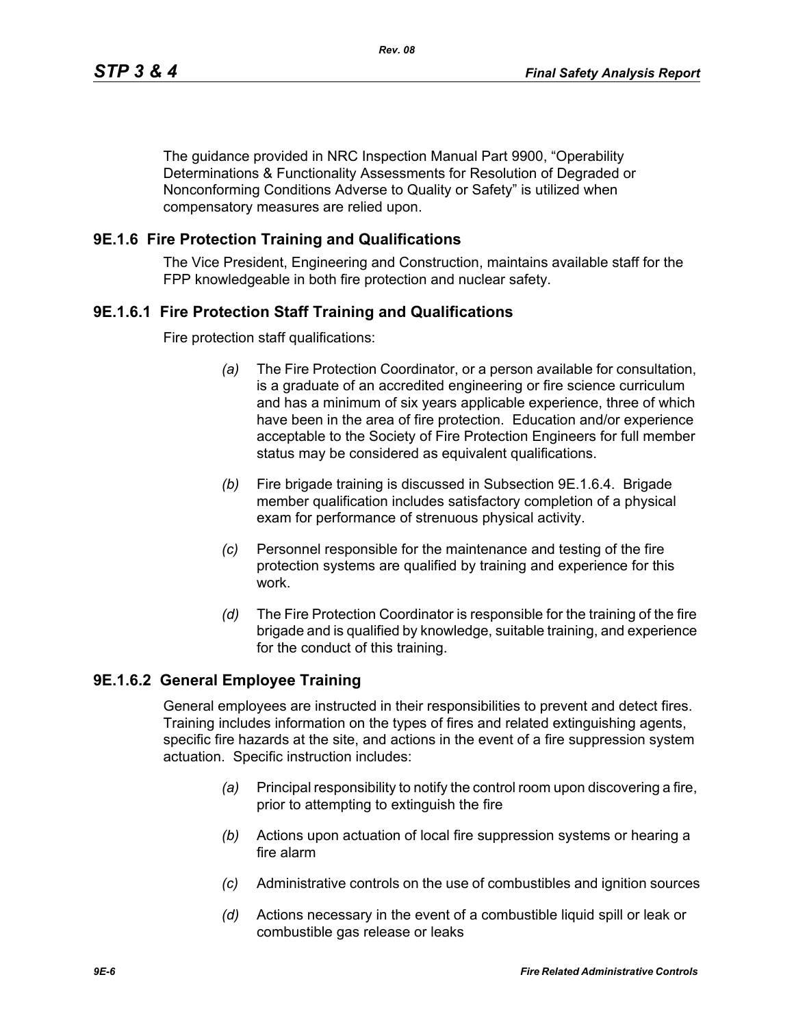The guidance provided in NRC Inspection Manual Part 9900, "Operability Determinations & Functionality Assessments for Resolution of Degraded or Nonconforming Conditions Adverse to Quality or Safety" is utilized when compensatory measures are relied upon.

## 9E.1.6 Fire Protection Training and Qualifications

The Vice President, Engineering and Construction, maintains available staff for the FPP knowledgeable in both fire protection and nuclear safety.

### 9E.1.6.1 Fire Protection Staff Training and Qualifications

Fire protection staff qualifications:

*(a)* The Fire Protection Coordinator, or a person available for consultation, is a graduate of an accredited engineering or fire science curriculum and has a minimum of six years applicable experience, three of which have been in the area of fire protection. Education and/or experience acceptable to the Society of Fire Protection Engineers for full member status may be considered as equivalent qualifications.

*(b)* Fire brigade training is discussed in Subsection 9E.1.6.4. Brigade member qualification includes satisfactory completion of a physical exam for performance of strenuous physical activity.

*(c)* Personnel responsible for the maintenance and testing of the fire protection systems are qualified by training and experience for this work.

*(d)* The Fire Protection Coordinator is responsible for the training of the fire brigade and is qualified by knowledge, suitable training, and experience for the conduct of this training.

### 9E.1.6.2 General Employee Training

General employees are instructed in their responsibilities to prevent and detect fires. Training includes information on the types of fires and related extinguishing agents, specific fire hazards at the site, and actions in the event of a fire suppression system actuation. Specific instruction includes:

*(a)* Principal responsibility to notify the control room upon discovering a fire, prior to attempting to extinguish the fire

*(b)* Actions upon actuation of local fire suppression systems or hearing a fire alarm

*(c)* Administrative controls on the use of combustibles and ignition sources

*(d)* Actions necessary in the event of a combustible liquid spill or leak or combustible gas release or leaks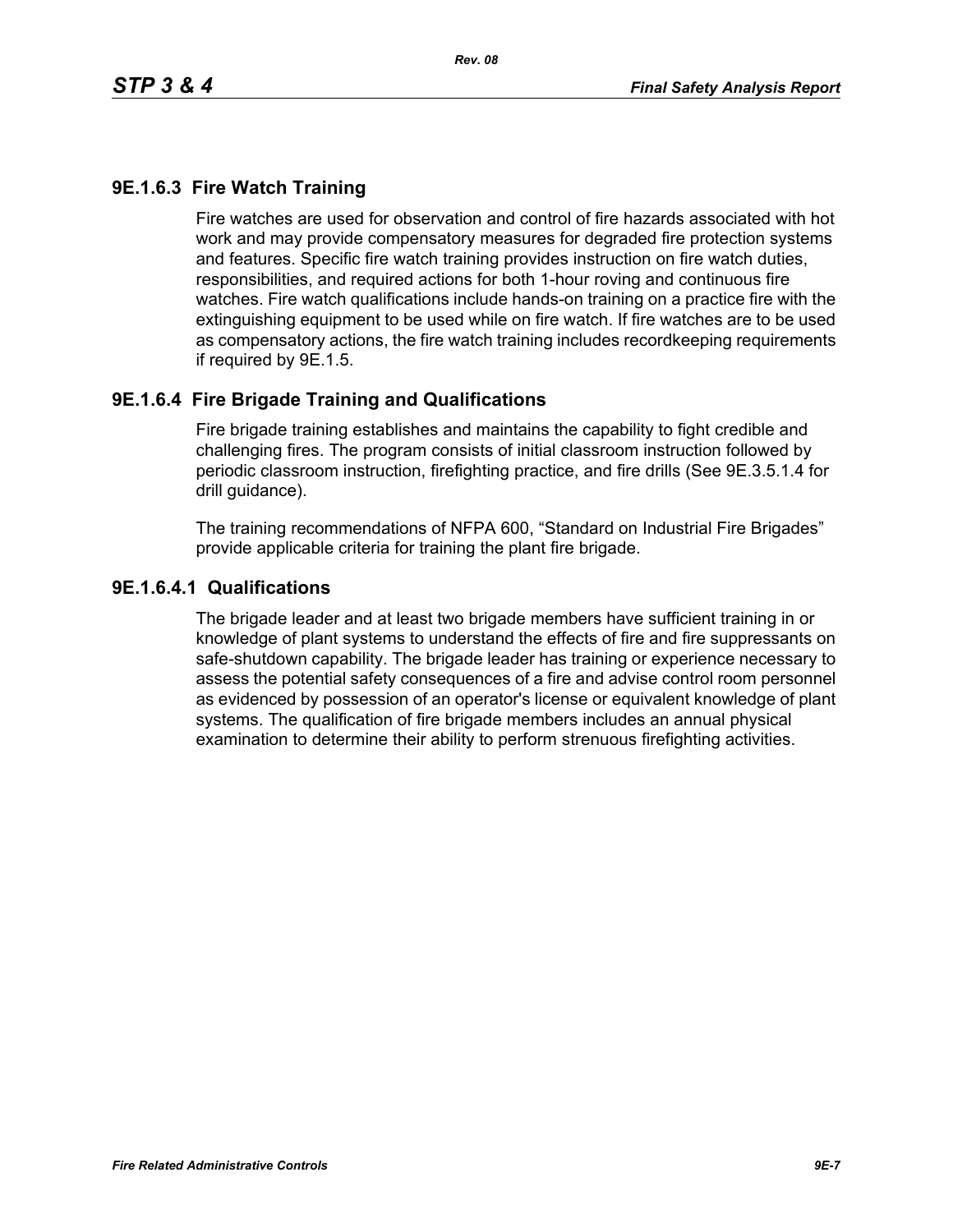### 9E.1.6.3 Fire Watch Training

Fire watches are used for observation and control of fire hazards associated with hot work and may provide compensatory measures for degraded fire protection systems and features. Specific fire watch training provides instruction on fire watch duties, responsibilities, and required actions for both 1-hour roving and continuous fire watches. Fire watch qualifications include hands-on training on a practice fire with the extinguishing equipment to be used while on fire watch. If fire watches are to be used as compensatory actions, the fire watch training includes recordkeeping requirements if required by 9E.1.5.

### 9E.1.6.4 Fire Brigade Training and Qualifications

Fire brigade training establishes and maintains the capability to fight credible and challenging fires. The program consists of initial classroom instruction followed by periodic classroom instruction, firefighting practice, and fire drills (See 9E.3.5.1.4 for drill guidance).

The training recommendations of NFPA 600, "Standard on Industrial Fire Brigades" provide applicable criteria for training the plant fire brigade.

#### 9E.1.6.4.1 Qualifications

The brigade leader and at least two brigade members have sufficient training in or knowledge of plant systems to understand the effects of fire and fire suppressants on safe-shutdown capability. The brigade leader has training or experience necessary to assess the potential safety consequences of a fire and advise control room personnel as evidenced by possession of an operator's license or equivalent knowledge of plant systems. The qualification of fire brigade members includes an annual physical examination to determine their ability to perform strenuous firefighting activities.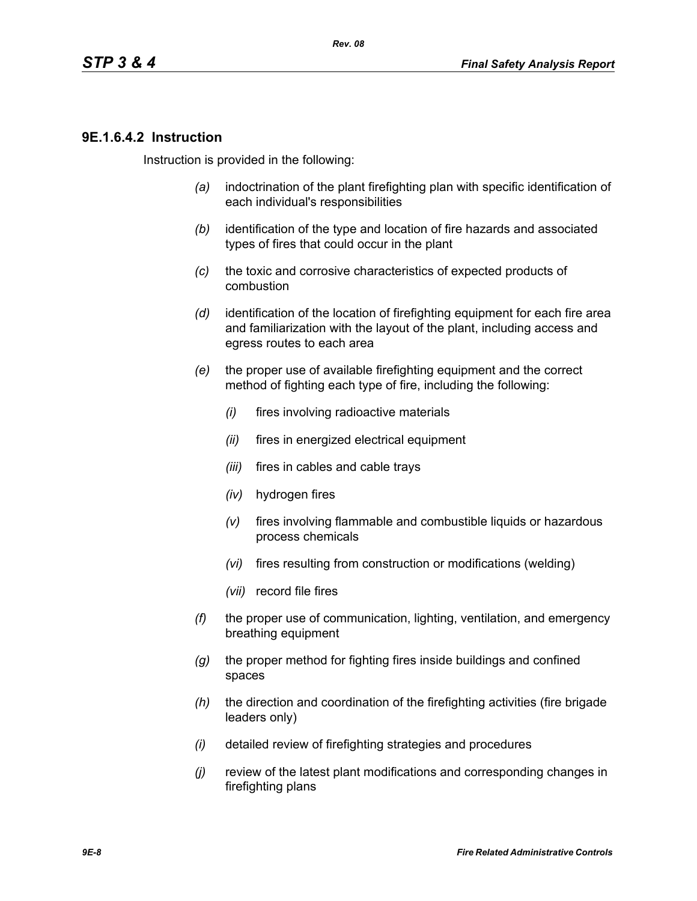### 9E.1.6.4.2 Instruction

Instruction is provided in the following:

*(a)* indoctrination of the plant firefighting plan with specific identification of each individual's responsibilities

*(b)* identification of the type and location of fire hazards and associated types of fires that could occur in the plant

*(c)* the toxic and corrosive characteristics of expected products of combustion

*(d)* identification of the location of firefighting equipment for each fire area and familiarization with the layout of the plant, including access and egress routes to each area

*(e)* the proper use of available firefighting equipment and the correct method of fighting each type of fire, including the following:

- *(i)* fires involving radioactive materials
- *(ii)* fires in energized electrical equipment
- *(iii)* fires in cables and cable trays
- *(iv)* hydrogen fires
- *(v)* fires involving flammable and combustible liquids or hazardous process chemicals
- *(vi)* fires resulting from construction or modifications (welding)
- *(vii)* record file fires

*(f)* the proper use of communication, lighting, ventilation, and emergency breathing equipment

*(g)* the proper method for fighting fires inside buildings and confined spaces

*(h)* the direction and coordination of the firefighting activities (fire brigade leaders only)

*(i)* detailed review of firefighting strategies and procedures

*(j)* review of the latest plant modifications and corresponding changes in firefighting plans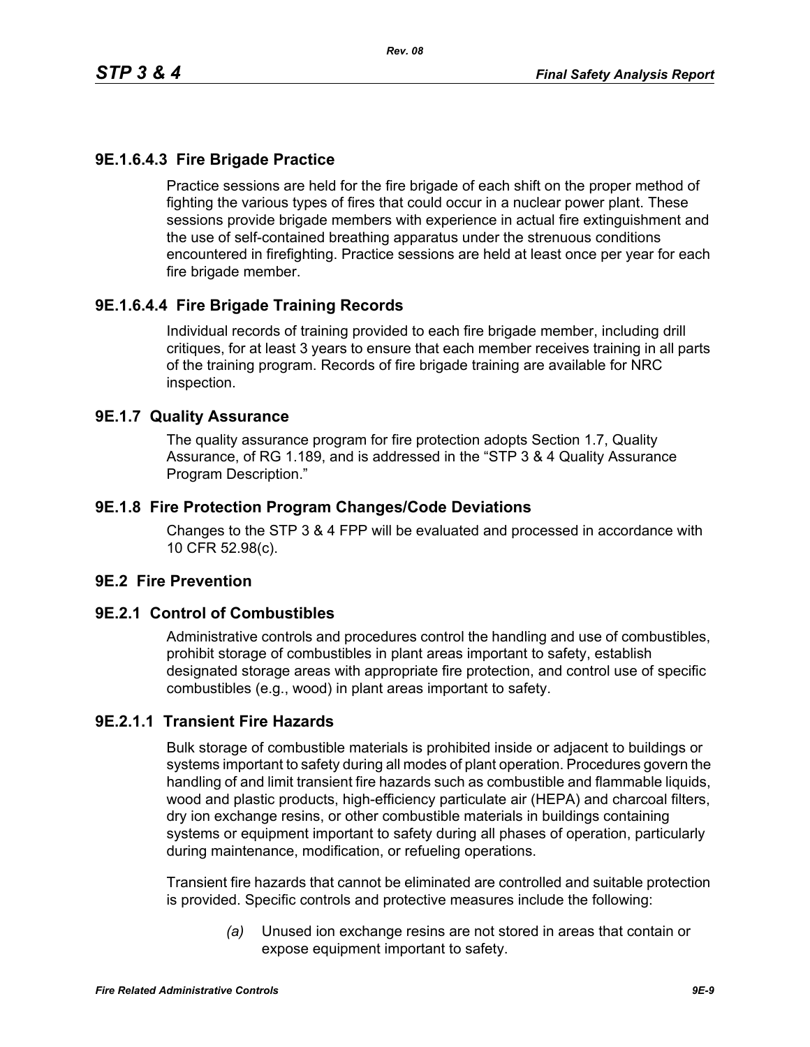### 9E.1.6.4.3 Fire Brigade Practice

Practice sessions are held for the fire brigade of each shift on the proper method of fighting the various types of fires that could occur in a nuclear power plant. These sessions provide brigade members with experience in actual fire extinguishment and the use of self-contained breathing apparatus under the strenuous conditions encountered in firefighting. Practice sessions are held at least once per year for each fire brigade member.

### 9E.1.6.4.4 Fire Brigade Training Records

Individual records of training provided to each fire brigade member, including drill critiques, for at least 3 years to ensure that each member receives training in all parts of the training program. Records of fire brigade training are available for NRC inspection.

## 9E.1.7 Quality Assurance

The quality assurance program for fire protection adopts Section 1.7, Quality Assurance, of RG 1.189, and is addressed in the "STP 3 & 4 Quality Assurance Program Description."

## 9E.1.8 Fire Protection Program Changes/Code Deviations

Changes to the STP 3 & 4 FPP will be evaluated and processed in accordance with 10 CFR 52.98(c).

## 9E.2 Fire Prevention

## 9E.2.1 Control of Combustibles

Administrative controls and procedures control the handling and use of combustibles, prohibit storage of combustibles in plant areas important to safety, establish designated storage areas with appropriate fire protection, and control use of specific combustibles (e.g., wood) in plant areas important to safety.

### 9E.2.1.1 Transient Fire Hazards

Bulk storage of combustible materials is prohibited inside or adjacent to buildings or systems important to safety during all modes of plant operation. Procedures govern the handling of and limit transient fire hazards such as combustible and flammable liquids, wood and plastic products, high-efficiency particulate air (HEPA) and charcoal filters, dry ion exchange resins, or other combustible materials in buildings containing systems or equipment important to safety during all phases of operation, particularly during maintenance, modification, or refueling operations.

Transient fire hazards that cannot be eliminated are controlled and suitable protection is provided. Specific controls and protective measures include the following:

*(a)* Unused ion exchange resins are not stored in areas that contain or expose equipment important to safety.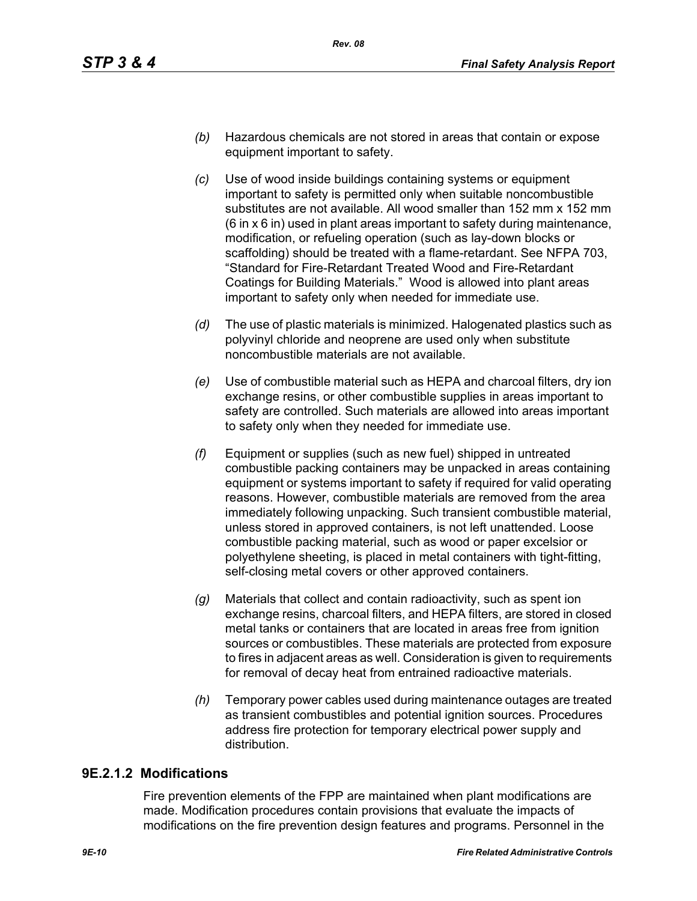*(b)* Hazardous chemicals are not stored in areas that contain or expose equipment important to safety.

*(c)* Use of wood inside buildings containing systems or equipment important to safety is permitted only when suitable noncombustible substitutes are not available. All wood smaller than 152 mm x 152 mm (6 in x 6 in) used in plant areas important to safety during maintenance, modification, or refueling operation (such as lay-down blocks or scaffolding) should be treated with a flame-retardant. See NFPA 703, "Standard for Fire-Retardant Treated Wood and Fire-Retardant Coatings for Building Materials." Wood is allowed into plant areas important to safety only when needed for immediate use.

*(d)* The use of plastic materials is minimized. Halogenated plastics such as polyvinyl chloride and neoprene are used only when substitute noncombustible materials are not available.

*(e)* Use of combustible material such as HEPA and charcoal filters, dry ion exchange resins, or other combustible supplies in areas important to safety are controlled. Such materials are allowed into areas important to safety only when they needed for immediate use.

*(f)* Equipment or supplies (such as new fuel) shipped in untreated combustible packing containers may be unpacked in areas containing equipment or systems important to safety if required for valid operating reasons. However, combustible materials are removed from the area immediately following unpacking. Such transient combustible material, unless stored in approved containers, is not left unattended. Loose combustible packing material, such as wood or paper excelsior or polyethylene sheeting, is placed in metal containers with tight-fitting, self-closing metal covers or other approved containers.

*(g)* Materials that collect and contain radioactivity, such as spent ion exchange resins, charcoal filters, and HEPA filters, are stored in closed metal tanks or containers that are located in areas free from ignition sources or combustibles. These materials are protected from exposure to fires in adjacent areas as well. Consideration is given to requirements for removal of decay heat from entrained radioactive materials.

*(h)* Temporary power cables used during maintenance outages are treated as transient combustibles and potential ignition sources. Procedures address fire protection for temporary electrical power supply and distribution.

### 9E.2.1.2 Modifications

Fire prevention elements of the FPP are maintained when plant modifications are made. Modification procedures contain provisions that evaluate the impacts of modifications on the fire prevention design features and programs. Personnel in the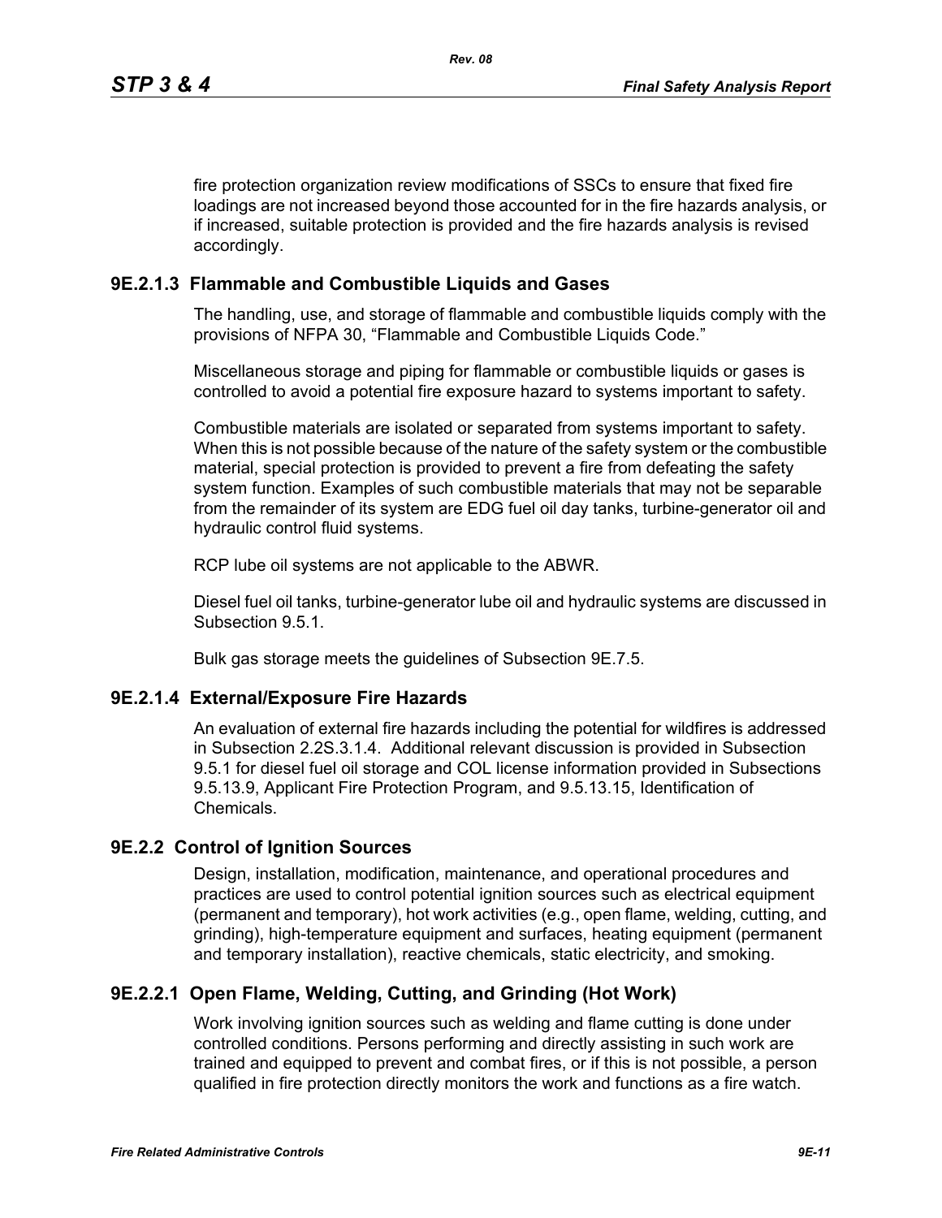fire protection organization review modifications of SSCs to ensure that fixed fire loadings are not increased beyond those accounted for in the fire hazards analysis, or if increased, suitable protection is provided and the fire hazards analysis is revised accordingly.

### 9E.2.1.3 Flammable and Combustible Liquids and Gases

The handling, use, and storage of flammable and combustible liquids comply with the provisions of NFPA 30, "Flammable and Combustible Liquids Code."

Miscellaneous storage and piping for flammable or combustible liquids or gases is controlled to avoid a potential fire exposure hazard to systems important to safety.

Combustible materials are isolated or separated from systems important to safety. When this is not possible because of the nature of the safety system or the combustible material, special protection is provided to prevent a fire from defeating the safety system function. Examples of such combustible materials that may not be separable from the remainder of its system are EDG fuel oil day tanks, turbine-generator oil and hydraulic control fluid systems.

RCP lube oil systems are not applicable to the ABWR.

Diesel fuel oil tanks, turbine-generator lube oil and hydraulic systems are discussed in Subsection 9.5.1.

Bulk gas storage meets the guidelines of Subsection 9E.7.5.

### 9E.2.1.4 External/Exposure Fire Hazards

An evaluation of external fire hazards including the potential for wildfires is addressed in Subsection 2.2S.3.1.4. Additional relevant discussion is provided in Subsection 9.5.1 for diesel fuel oil storage and COL license information provided in Subsections 9.5.13.9, Applicant Fire Protection Program, and 9.5.13.15, Identification of Chemicals.

## 9E.2.2 Control of Ignition Sources

Design, installation, modification, maintenance, and operational procedures and practices are used to control potential ignition sources such as electrical equipment (permanent and temporary), hot work activities (e.g., open flame, welding, cutting, and grinding), high-temperature equipment and surfaces, heating equipment (permanent and temporary installation), reactive chemicals, static electricity, and smoking.

### 9E.2.2.1 Open Flame, Welding, Cutting, and Grinding (Hot Work)

Work involving ignition sources such as welding and flame cutting is done under controlled conditions. Persons performing and directly assisting in such work are trained and equipped to prevent and combat fires, or if this is not possible, a person qualified in fire protection directly monitors the work and functions as a fire watch.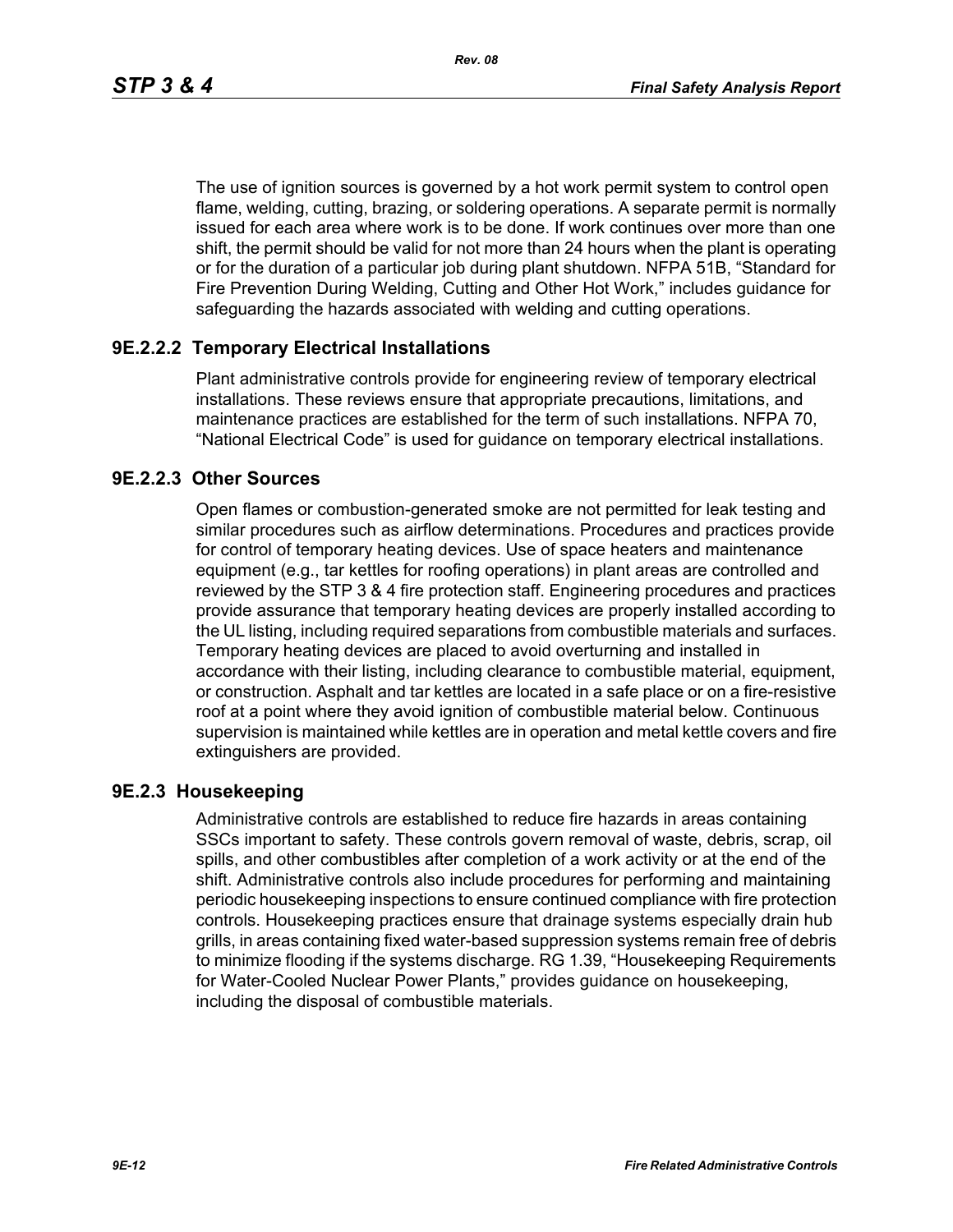The use of ignition sources is governed by a hot work permit system to control open flame, welding, cutting, brazing, or soldering operations. A separate permit is normally issued for each area where work is to be done. If work continues over more than one shift, the permit should be valid for not more than 24 hours when the plant is operating or for the duration of a particular job during plant shutdown. NFPA 51B, "Standard for Fire Prevention During Welding, Cutting and Other Hot Work," includes guidance for safeguarding the hazards associated with welding and cutting operations.

### 9E.2.2.2 Temporary Electrical Installations

Plant administrative controls provide for engineering review of temporary electrical installations. These reviews ensure that appropriate precautions, limitations, and maintenance practices are established for the term of such installations. NFPA 70, "National Electrical Code" is used for guidance on temporary electrical installations.

### 9E.2.2.3 Other Sources

Open flames or combustion-generated smoke are not permitted for leak testing and similar procedures such as airflow determinations. Procedures and practices provide for control of temporary heating devices. Use of space heaters and maintenance equipment (e.g., tar kettles for roofing operations) in plant areas are controlled and reviewed by the STP 3 & 4 fire protection staff. Engineering procedures and practices provide assurance that temporary heating devices are properly installed according to the UL listing, including required separations from combustible materials and surfaces. Temporary heating devices are placed to avoid overturning and installed in accordance with their listing, including clearance to combustible material, equipment, or construction. Asphalt and tar kettles are located in a safe place or on a fire-resistive roof at a point where they avoid ignition of combustible material below. Continuous supervision is maintained while kettles are in operation and metal kettle covers and fire extinguishers are provided.

## 9E.2.3 Housekeeping

Administrative controls are established to reduce fire hazards in areas containing SSCs important to safety. These controls govern removal of waste, debris, scrap, oil spills, and other combustibles after completion of a work activity or at the end of the shift. Administrative controls also include procedures for performing and maintaining periodic housekeeping inspections to ensure continued compliance with fire protection controls. Housekeeping practices ensure that drainage systems especially drain hub grills, in areas containing fixed water-based suppression systems remain free of debris to minimize flooding if the systems discharge. RG 1.39, "Housekeeping Requirements for Water-Cooled Nuclear Power Plants," provides guidance on housekeeping, including the disposal of combustible materials.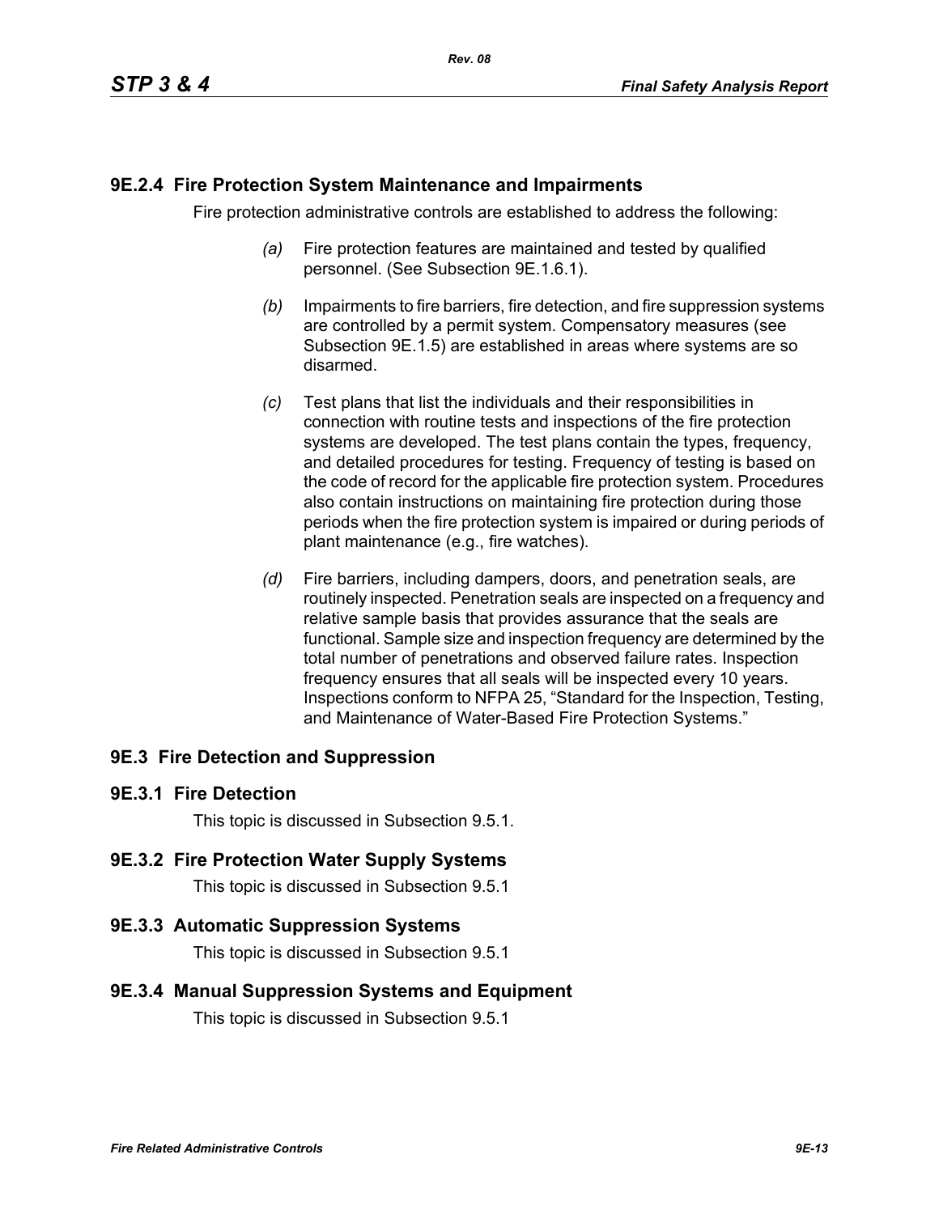## 9E.2.4 Fire Protection System Maintenance and Impairments

Fire protection administrative controls are established to address the following:

*(a)* Fire protection features are maintained and tested by qualified personnel. (See Subsection 9E.1.6.1).

*(b)* Impairments to fire barriers, fire detection, and fire suppression systems are controlled by a permit system. Compensatory measures (see Subsection 9E.1.5) are established in areas where systems are so disarmed.

*(c)* Test plans that list the individuals and their responsibilities in connection with routine tests and inspections of the fire protection systems are developed. The test plans contain the types, frequency, and detailed procedures for testing. Frequency of testing is based on the code of record for the applicable fire protection system. Procedures also contain instructions on maintaining fire protection during those periods when the fire protection system is impaired or during periods of plant maintenance (e.g., fire watches).

*(d)* Fire barriers, including dampers, doors, and penetration seals, are routinely inspected. Penetration seals are inspected on a frequency and relative sample basis that provides assurance that the seals are functional. Sample size and inspection frequency are determined by the total number of penetrations and observed failure rates. Inspection frequency ensures that all seals will be inspected every 10 years. Inspections conform to NFPA 25, "Standard for the Inspection, Testing, and Maintenance of Water-Based Fire Protection Systems."

## 9E.3 Fire Detection and Suppression

### 9E.3.1 Fire Detection

This topic is discussed in Subsection 9.5.1.

### 9E.3.2 Fire Protection Water Supply Systems

This topic is discussed in Subsection 9.5.1

### 9E.3.3 Automatic Suppression Systems

This topic is discussed in Subsection 9.5.1

### 9E.3.4 Manual Suppression Systems and Equipment

This topic is discussed in Subsection 9.5.1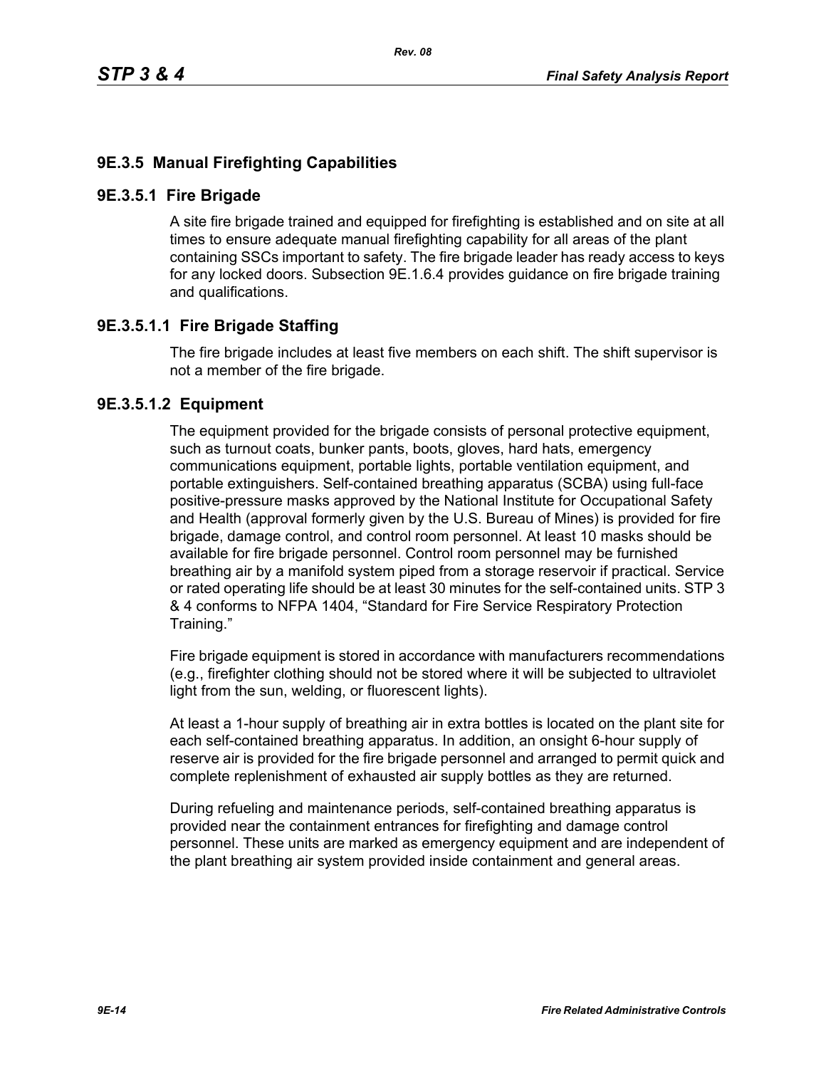## 9E.3.5 Manual Firefighting Capabilities

### 9E.3.5.1 Fire Brigade

A site fire brigade trained and equipped for firefighting is established and on site at all times to ensure adequate manual firefighting capability for all areas of the plant containing SSCs important to safety. The fire brigade leader has ready access to keys for any locked doors. Subsection 9E.1.6.4 provides guidance on fire brigade training and qualifications.

#### 9E.3.5.1.1 Fire Brigade Staffing

The fire brigade includes at least five members on each shift. The shift supervisor is not a member of the fire brigade.

#### 9E.3.5.1.2 Equipment

The equipment provided for the brigade consists of personal protective equipment, such as turnout coats, bunker pants, boots, gloves, hard hats, emergency communications equipment, portable lights, portable ventilation equipment, and portable extinguishers. Self-contained breathing apparatus (SCBA) using full-face positive-pressure masks approved by the National Institute for Occupational Safety and Health (approval formerly given by the U.S. Bureau of Mines) is provided for fire brigade, damage control, and control room personnel. At least 10 masks should be available for fire brigade personnel. Control room personnel may be furnished breathing air by a manifold system piped from a storage reservoir if practical. Service or rated operating life should be at least 30 minutes for the self-contained units. STP 3 & 4 conforms to NFPA 1404, “Standard for Fire Service Respiratory Protection Training.”

Fire brigade equipment is stored in accordance with manufacturers recommendations (e.g., firefighter clothing should not be stored where it will be subjected to ultraviolet light from the sun, welding, or fluorescent lights).

At least a 1-hour supply of breathing air in extra bottles is located on the plant site for each self-contained breathing apparatus. In addition, an onsight 6-hour supply of reserve air is provided for the fire brigade personnel and arranged to permit quick and complete replenishment of exhausted air supply bottles as they are returned.

During refueling and maintenance periods, self-contained breathing apparatus is provided near the containment entrances for firefighting and damage control personnel. These units are marked as emergency equipment and are independent of the plant breathing air system provided inside containment and general areas.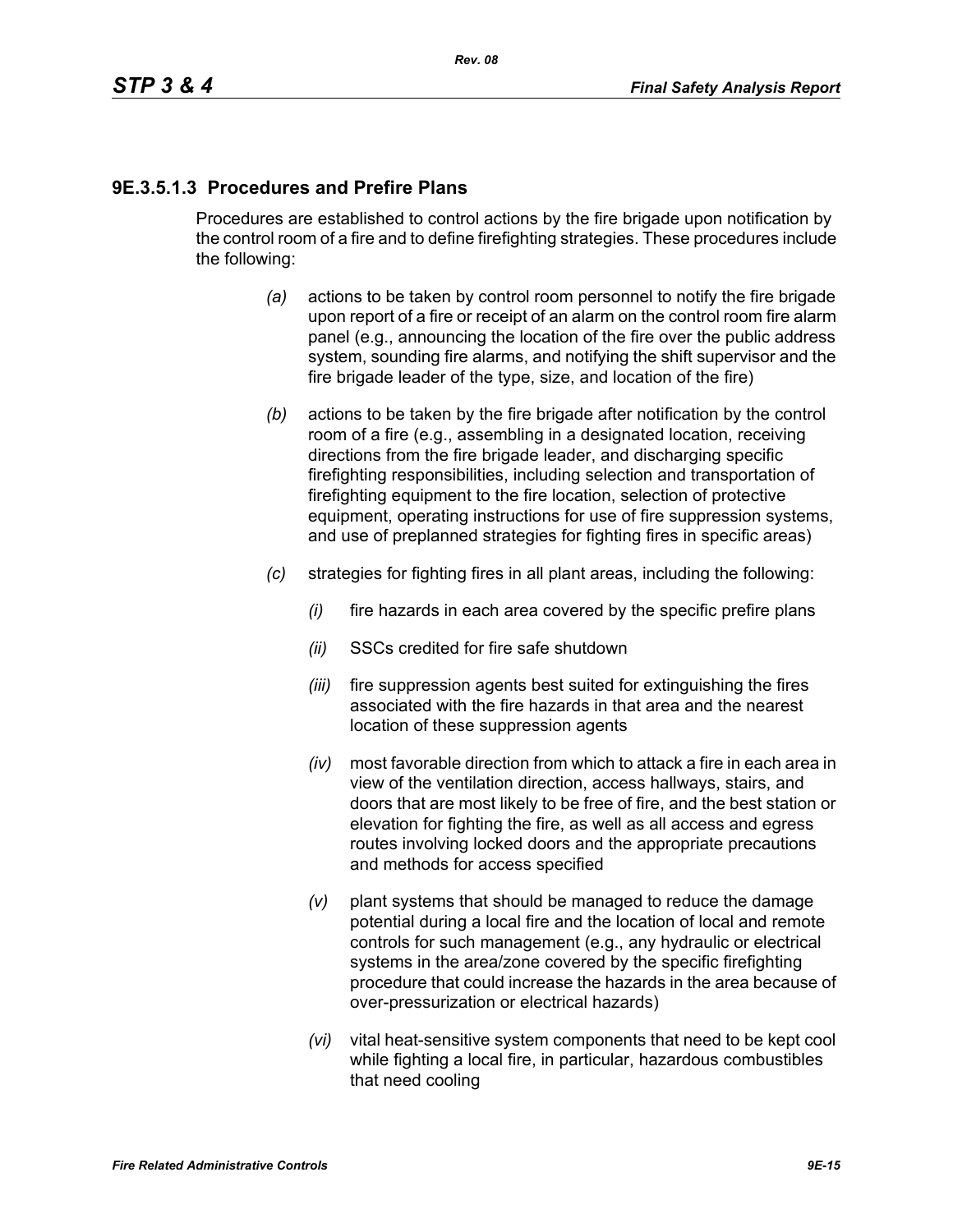### 9E.3.5.1.3 Procedures and Prefire Plans

Procedures are established to control actions by the fire brigade upon notification by the control room of a fire and to define firefighting strategies. These procedures include the following:

*(a)* actions to be taken by control room personnel to notify the fire brigade upon report of a fire or receipt of an alarm on the control room fire alarm panel (e.g., announcing the location of the fire over the public address system, sounding fire alarms, and notifying the shift supervisor and the fire brigade leader of the type, size, and location of the fire)

*(b)* actions to be taken by the fire brigade after notification by the control room of a fire (e.g., assembling in a designated location, receiving directions from the fire brigade leader, and discharging specific firefighting responsibilities, including selection and transportation of firefighting equipment to the fire location, selection of protective equipment, operating instructions for use of fire suppression systems, and use of preplanned strategies for fighting fires in specific areas)

*(c)* strategies for fighting fires in all plant areas, including the following:

*(i)* fire hazards in each area covered by the specific prefire plans

*(ii)* SSCs credited for fire safe shutdown

*(iii)* fire suppression agents best suited for extinguishing the fires associated with the fire hazards in that area and the nearest location of these suppression agents

*(iv)* most favorable direction from which to attack a fire in each area in view of the ventilation direction, access hallways, stairs, and doors that are most likely to be free of fire, and the best station or elevation for fighting the fire, as well as all access and egress routes involving locked doors and the appropriate precautions and methods for access specified

*(v)* plant systems that should be managed to reduce the damage potential during a local fire and the location of local and remote controls for such management (e.g., any hydraulic or electrical systems in the area/zone covered by the specific firefighting procedure that could increase the hazards in the area because of over-pressurization or electrical hazards)

*(vi)* vital heat-sensitive system components that need to be kept cool while fighting a local fire, in particular, hazardous combustibles that need cooling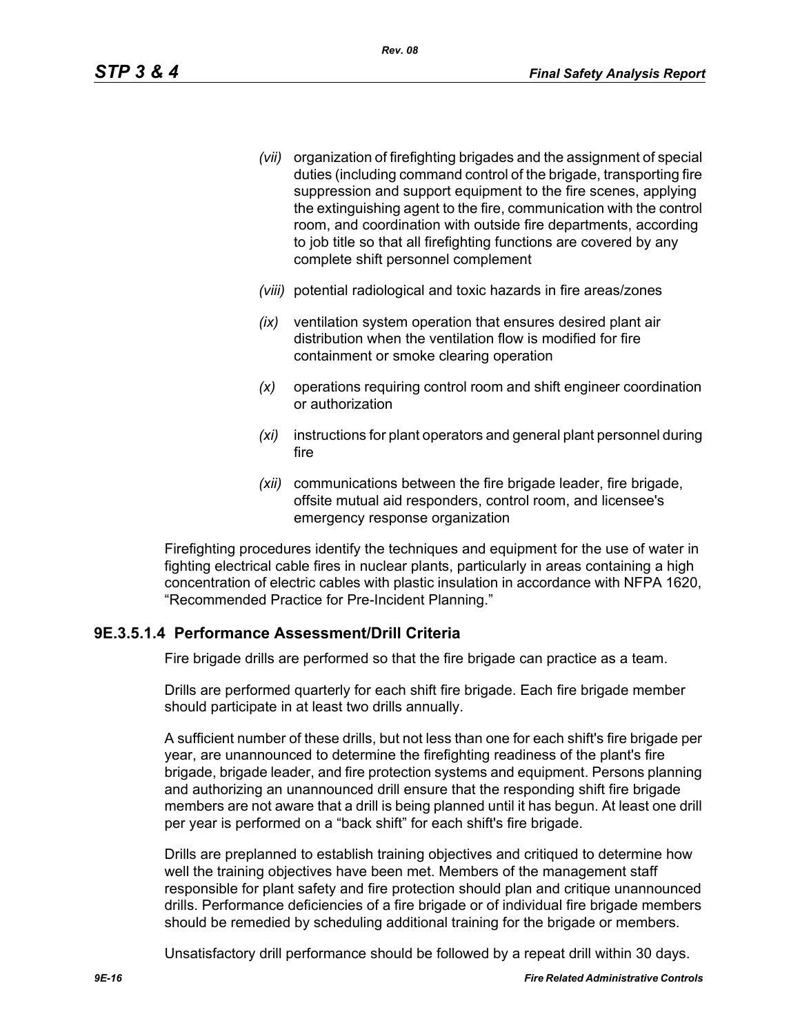*(vii)* organization of firefighting brigades and the assignment of special duties (including command control of the brigade, transporting fire suppression and support equipment to the fire scenes, applying the extinguishing agent to the fire, communication with the control room, and coordination with outside fire departments, according to job title so that all firefighting functions are covered by any complete shift personnel complement

*(viii)* potential radiological and toxic hazards in fire areas/zones

*(ix)* ventilation system operation that ensures desired plant air distribution when the ventilation flow is modified for fire containment or smoke clearing operation

*(x)* operations requiring control room and shift engineer coordination or authorization

*(xi)* instructions for plant operators and general plant personnel during fire

*(xii)* communications between the fire brigade leader, fire brigade, offsite mutual aid responders, control room, and licensee's emergency response organization

Firefighting procedures identify the techniques and equipment for the use of water in fighting electrical cable fires in nuclear plants, particularly in areas containing a high concentration of electric cables with plastic insulation in accordance with NFPA 1620, "Recommended Practice for Pre-Incident Planning."

### 9E.3.5.1.4 Performance Assessment/Drill Criteria

Fire brigade drills are performed so that the fire brigade can practice as a team.

Drills are performed quarterly for each shift fire brigade. Each fire brigade member should participate in at least two drills annually.

A sufficient number of these drills, but not less than one for each shift's fire brigade per year, are unannounced to determine the firefighting readiness of the plant's fire brigade, brigade leader, and fire protection systems and equipment. Persons planning and authorizing an unannounced drill ensure that the responding shift fire brigade members are not aware that a drill is being planned until it has begun. At least one drill per year is performed on a "back shift" for each shift's fire brigade.

Drills are preplanned to establish training objectives and critiqued to determine how well the training objectives have been met. Members of the management staff responsible for plant safety and fire protection should plan and critique unannounced drills. Performance deficiencies of a fire brigade or of individual fire brigade members should be remedied by scheduling additional training for the brigade or members.

Unsatisfactory drill performance should be followed by a repeat drill within 30 days.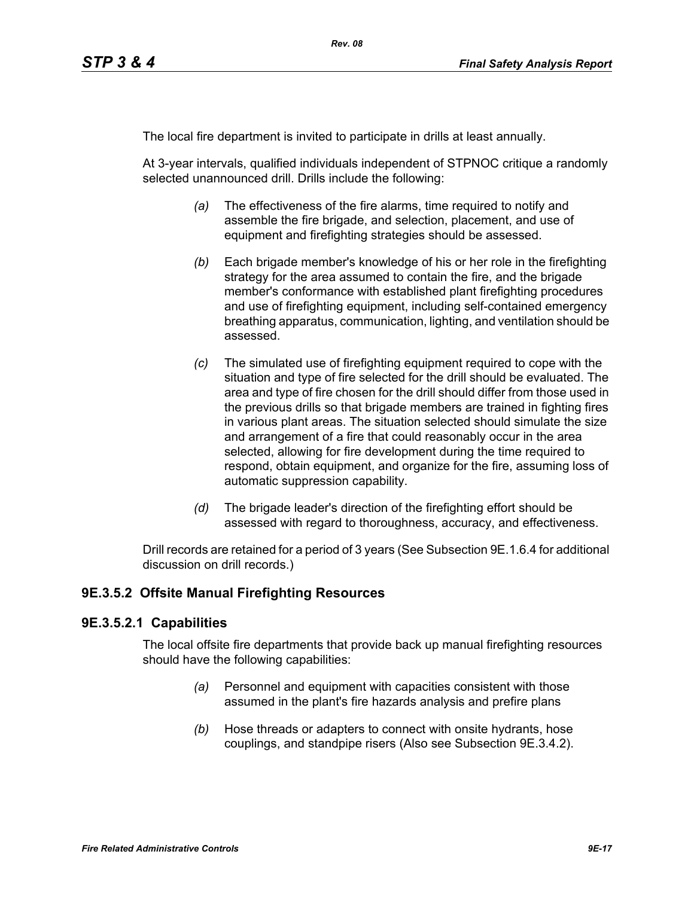The local fire department is invited to participate in drills at least annually.

At 3-year intervals, qualified individuals independent of STPNOC critique a randomly selected unannounced drill. Drills include the following:

*(a)* The effectiveness of the fire alarms, time required to notify and assemble the fire brigade, and selection, placement, and use of equipment and firefighting strategies should be assessed.

*(b)* Each brigade member's knowledge of his or her role in the firefighting strategy for the area assumed to contain the fire, and the brigade member's conformance with established plant firefighting procedures and use of firefighting equipment, including self-contained emergency breathing apparatus, communication, lighting, and ventilation should be assessed.

*(c)* The simulated use of firefighting equipment required to cope with the situation and type of fire selected for the drill should be evaluated. The area and type of fire chosen for the drill should differ from those used in the previous drills so that brigade members are trained in fighting fires in various plant areas. The situation selected should simulate the size and arrangement of a fire that could reasonably occur in the area selected, allowing for fire development during the time required to respond, obtain equipment, and organize for the fire, assuming loss of automatic suppression capability.

*(d)* The brigade leader's direction of the firefighting effort should be assessed with regard to thoroughness, accuracy, and effectiveness.

Drill records are retained for a period of 3 years (See Subsection 9E.1.6.4 for additional discussion on drill records.)

## 9E.3.5.2 Offsite Manual Firefighting Resources

### 9E.3.5.2.1 Capabilities

The local offsite fire departments that provide back up manual firefighting resources should have the following capabilities:

*(a)* Personnel and equipment with capacities consistent with those assumed in the plant's fire hazards analysis and prefire plans

*(b)* Hose threads or adapters to connect with onsite hydrants, hose couplings, and standpipe risers (Also see Subsection 9E.3.4.2).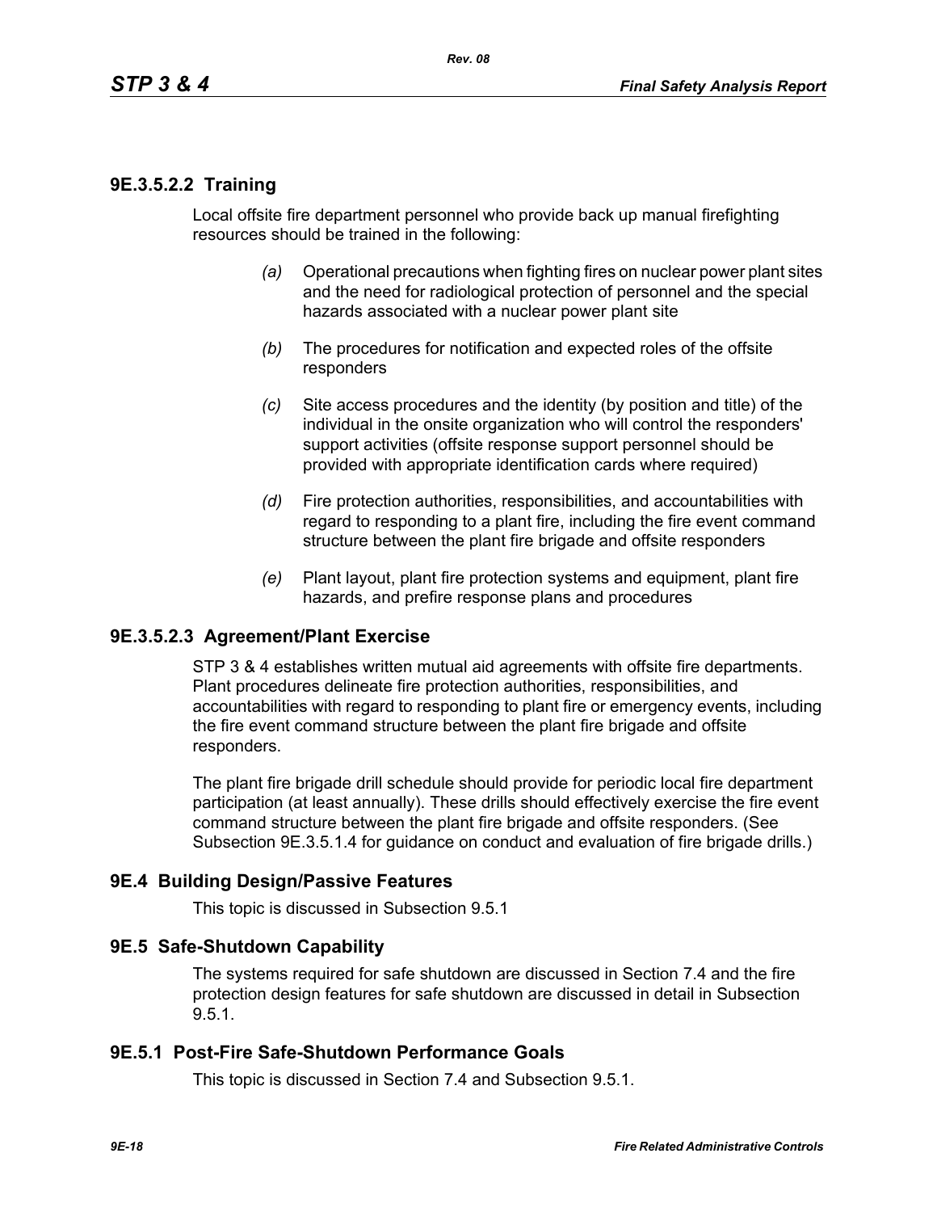#### 9E.3.5.2.2 Training

Local offsite fire department personnel who provide back up manual firefighting resources should be trained in the following:

*(a)* Operational precautions when fighting fires on nuclear power plant sites and the need for radiological protection of personnel and the special hazards associated with a nuclear power plant site

*(b)* The procedures for notification and expected roles of the offsite responders

*(c)* Site access procedures and the identity (by position and title) of the individual in the onsite organization who will control the responders' support activities (offsite response support personnel should be provided with appropriate identification cards where required)

*(d)* Fire protection authorities, responsibilities, and accountabilities with regard to responding to a plant fire, including the fire event command structure between the plant fire brigade and offsite responders

*(e)* Plant layout, plant fire protection systems and equipment, plant fire hazards, and prefire response plans and procedures

#### 9E.3.5.2.3 Agreement/Plant Exercise

STP 3 & 4 establishes written mutual aid agreements with offsite fire departments. Plant procedures delineate fire protection authorities, responsibilities, and accountabilities with regard to responding to plant fire or emergency events, including the fire event command structure between the plant fire brigade and offsite responders.

The plant fire brigade drill schedule should provide for periodic local fire department participation (at least annually). These drills should effectively exercise the fire event command structure between the plant fire brigade and offsite responders. (See Subsection 9E.3.5.1.4 for guidance on conduct and evaluation of fire brigade drills.)

## 9E.4 Building Design/Passive Features

This topic is discussed in Subsection 9.5.1

## 9E.5 Safe-Shutdown Capability

The systems required for safe shutdown are discussed in Section 7.4 and the fire protection design features for safe shutdown are discussed in detail in Subsection 9.5.1.

### 9E.5.1 Post-Fire Safe-Shutdown Performance Goals

This topic is discussed in Section 7.4 and Subsection 9.5.1.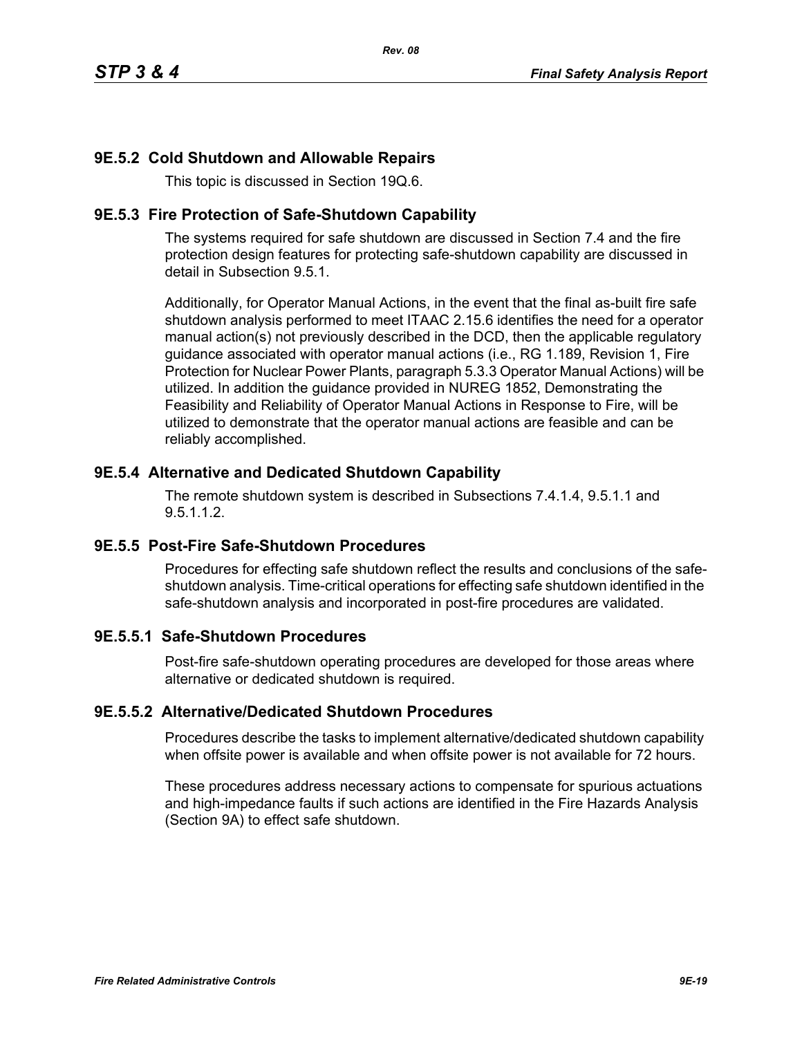## 9E.5.2 Cold Shutdown and Allowable Repairs

This topic is discussed in Section 19Q.6.

## 9E.5.3 Fire Protection of Safe-Shutdown Capability

The systems required for safe shutdown are discussed in Section 7.4 and the fire protection design features for protecting safe-shutdown capability are discussed in detail in Subsection 9.5.1.

Additionally, for Operator Manual Actions, in the event that the final as-built fire safe shutdown analysis performed to meet ITAAC 2.15.6 identifies the need for a operator manual action(s) not previously described in the DCD, then the applicable regulatory guidance associated with operator manual actions (i.e., RG 1.189, Revision 1, Fire Protection for Nuclear Power Plants, paragraph 5.3.3 Operator Manual Actions) will be utilized. In addition the guidance provided in NUREG 1852, Demonstrating the Feasibility and Reliability of Operator Manual Actions in Response to Fire, will be utilized to demonstrate that the operator manual actions are feasible and can be reliably accomplished.

## 9E.5.4 Alternative and Dedicated Shutdown Capability

The remote shutdown system is described in Subsections 7.4.1.4, 9.5.1.1 and 9.5.1.1.2.

## 9E.5.5 Post-Fire Safe-Shutdown Procedures

Procedures for effecting safe shutdown reflect the results and conclusions of the safe-shutdown analysis. Time-critical operations for effecting safe shutdown identified in the safe-shutdown analysis and incorporated in post-fire procedures are validated.

### 9E.5.5.1 Safe-Shutdown Procedures

Post-fire safe-shutdown operating procedures are developed for those areas where alternative or dedicated shutdown is required.

### 9E.5.5.2 Alternative/Dedicated Shutdown Procedures

Procedures describe the tasks to implement alternative/dedicated shutdown capability when offsite power is available and when offsite power is not available for 72 hours.

These procedures address necessary actions to compensate for spurious actuations and high-impedance faults if such actions are identified in the Fire Hazards Analysis (Section 9A) to effect safe shutdown.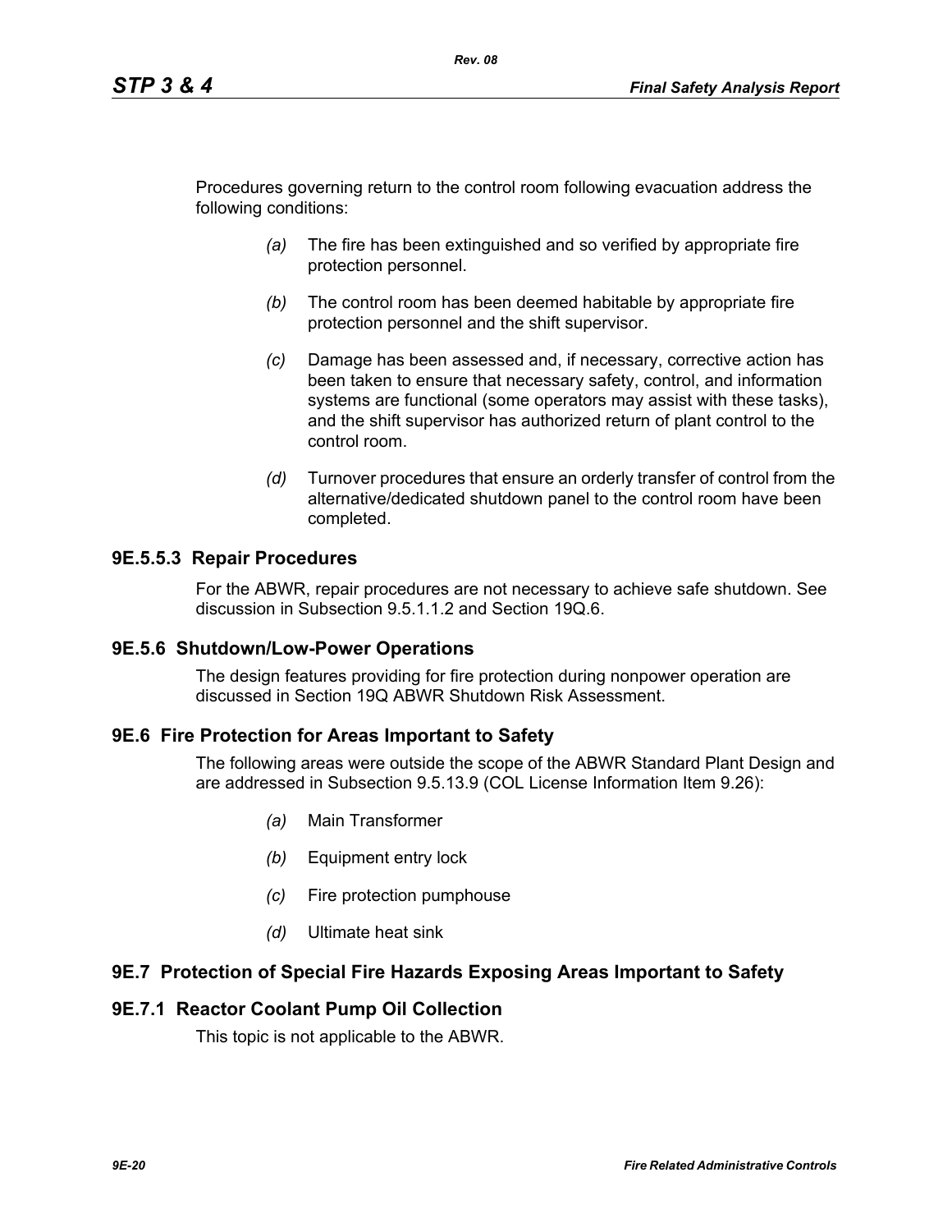Procedures governing return to the control room following evacuation address the following conditions:

*(a)* The fire has been extinguished and so verified by appropriate fire protection personnel.

*(b)* The control room has been deemed habitable by appropriate fire protection personnel and the shift supervisor.

*(c)* Damage has been assessed and, if necessary, corrective action has been taken to ensure that necessary safety, control, and information systems are functional (some operators may assist with these tasks), and the shift supervisor has authorized return of plant control to the control room.

*(d)* Turnover procedures that ensure an orderly transfer of control from the alternative/dedicated shutdown panel to the control room have been completed.

### 9E.5.5.3 Repair Procedures

For the ABWR, repair procedures are not necessary to achieve safe shutdown. See discussion in Subsection 9.5.1.1.2 and Section 19Q.6.

### 9E.5.6 Shutdown/Low-Power Operations

The design features providing for fire protection during nonpower operation are discussed in Section 19Q ABWR Shutdown Risk Assessment.

## 9E.6 Fire Protection for Areas Important to Safety

The following areas were outside the scope of the ABWR Standard Plant Design and are addressed in Subsection 9.5.13.9 (COL License Information Item 9.26):

*(a)* Main Transformer

*(b)* Equipment entry lock

*(c)* Fire protection pumphouse

*(d)* Ultimate heat sink

## 9E.7 Protection of Special Fire Hazards Exposing Areas Important to Safety

### 9E.7.1 Reactor Coolant Pump Oil Collection

This topic is not applicable to the ABWR.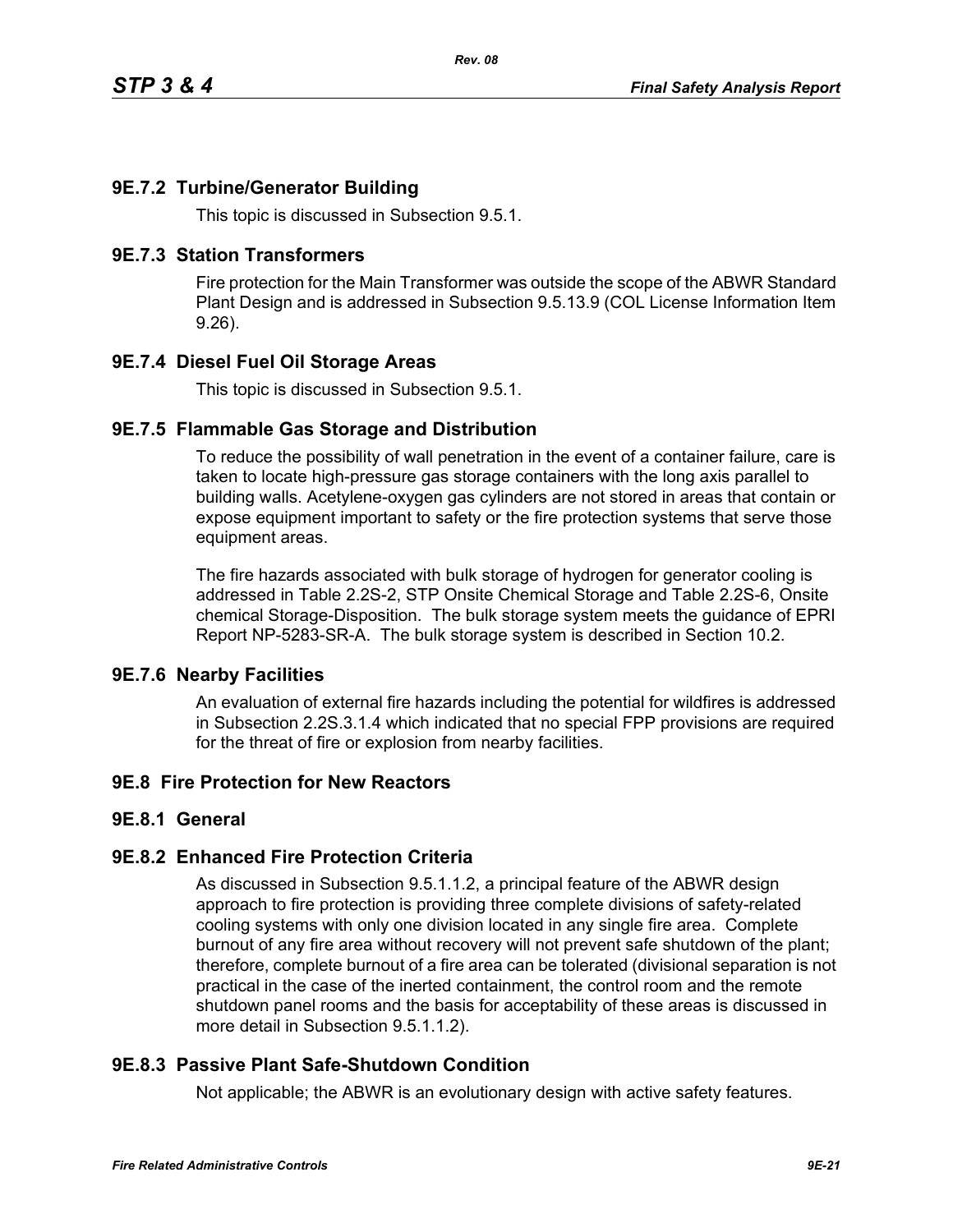### 9E.7.2 Turbine/Generator Building

This topic is discussed in Subsection 9.5.1.

### 9E.7.3 Station Transformers

Fire protection for the Main Transformer was outside the scope of the ABWR Standard Plant Design and is addressed in Subsection 9.5.13.9 (COL License Information Item 9.26).

### 9E.7.4 Diesel Fuel Oil Storage Areas

This topic is discussed in Subsection 9.5.1.

### 9E.7.5 Flammable Gas Storage and Distribution

To reduce the possibility of wall penetration in the event of a container failure, care is taken to locate high-pressure gas storage containers with the long axis parallel to building walls. Acetylene-oxygen gas cylinders are not stored in areas that contain or expose equipment important to safety or the fire protection systems that serve those equipment areas.

The fire hazards associated with bulk storage of hydrogen for generator cooling is addressed in Table 2.2S-2, STP Onsite Chemical Storage and Table 2.2S-6, Onsite chemical Storage-Disposition. The bulk storage system meets the guidance of EPRI Report NP-5283-SR-A. The bulk storage system is described in Section 10.2.

### 9E.7.6 Nearby Facilities

An evaluation of external fire hazards including the potential for wildfires is addressed in Subsection 2.2S.3.1.4 which indicated that no special FPP provisions are required for the threat of fire or explosion from nearby facilities.

## 9E.8 Fire Protection for New Reactors

### 9E.8.1 General

### 9E.8.2 Enhanced Fire Protection Criteria

As discussed in Subsection 9.5.1.1.2, a principal feature of the ABWR design approach to fire protection is providing three complete divisions of safety-related cooling systems with only one division located in any single fire area. Complete burnout of any fire area without recovery will not prevent safe shutdown of the plant; therefore, complete burnout of a fire area can be tolerated (divisional separation is not practical in the case of the inerted containment, the control room and the remote shutdown panel rooms and the basis for acceptability of these areas is discussed in more detail in Subsection 9.5.1.1.2).

### 9E.8.3 Passive Plant Safe-Shutdown Condition

Not applicable; the ABWR is an evolutionary design with active safety features.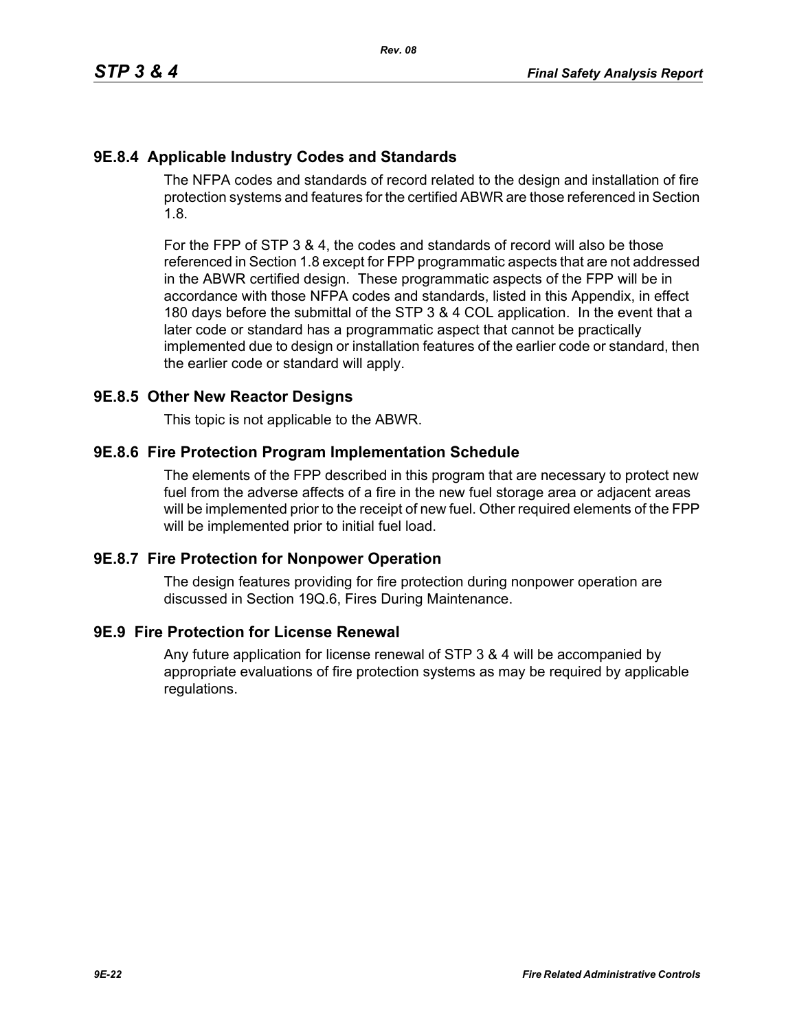### 9E.8.4 Applicable Industry Codes and Standards

The NFPA codes and standards of record related to the design and installation of fire protection systems and features for the certified ABWR are those referenced in Section 1.8.

For the FPP of STP 3 & 4, the codes and standards of record will also be those referenced in Section 1.8 except for FPP programmatic aspects that are not addressed in the ABWR certified design. These programmatic aspects of the FPP will be in accordance with those NFPA codes and standards, listed in this Appendix, in effect 180 days before the submittal of the STP 3 & 4 COL application. In the event that a later code or standard has a programmatic aspect that cannot be practically implemented due to design or installation features of the earlier code or standard, then the earlier code or standard will apply.

### 9E.8.5 Other New Reactor Designs

This topic is not applicable to the ABWR.

### 9E.8.6 Fire Protection Program Implementation Schedule

The elements of the FPP described in this program that are necessary to protect new fuel from the adverse affects of a fire in the new fuel storage area or adjacent areas will be implemented prior to the receipt of new fuel. Other required elements of the FPP will be implemented prior to initial fuel load.

### 9E.8.7 Fire Protection for Nonpower Operation

The design features providing for fire protection during nonpower operation are discussed in Section 19Q.6, Fires During Maintenance.

## 9E.9 Fire Protection for License Renewal

Any future application for license renewal of STP 3 & 4 will be accompanied by appropriate evaluations of fire protection systems as may be required by applicable regulations.